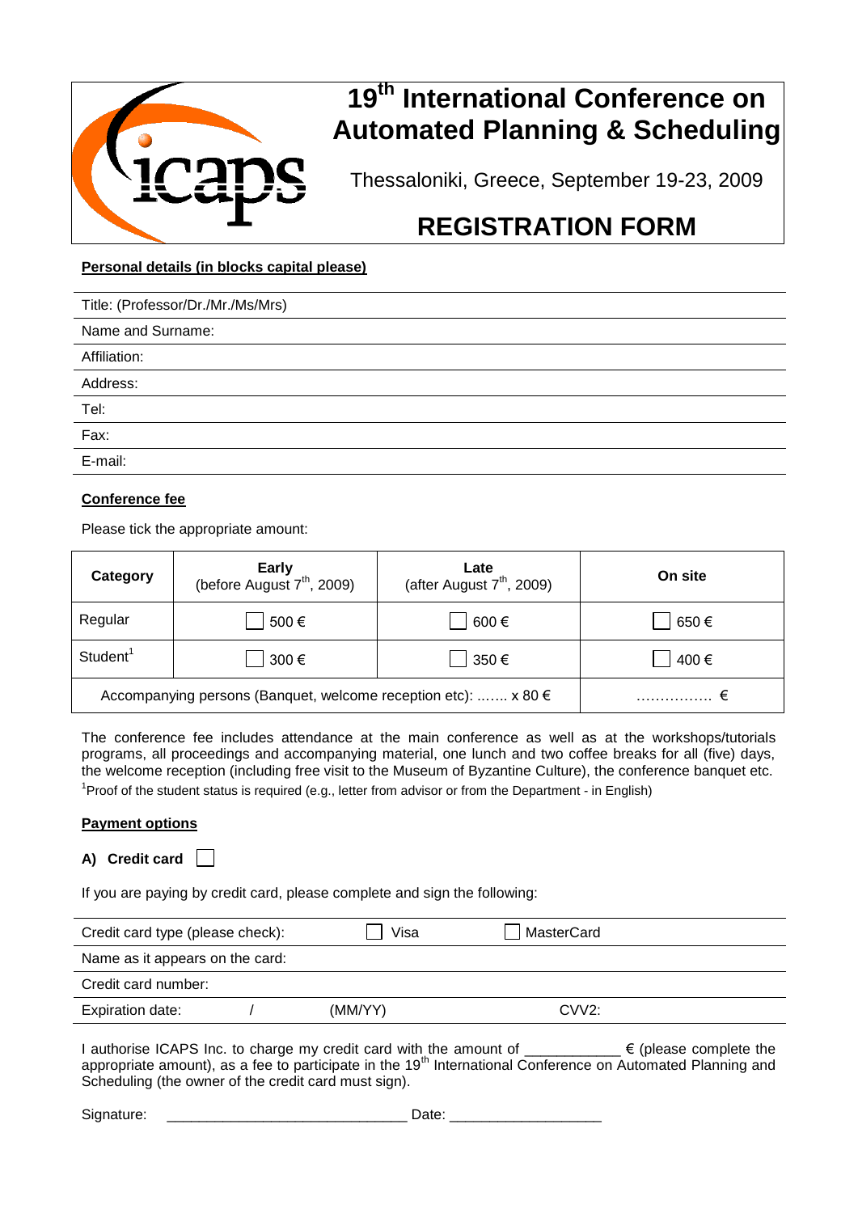# 19th International Conference on Automated Planning & Scheduling

Thessaloniki, Greece, September 19-23, 2009

# REGISTRATION FORM

**Personal details (in blocks capital please)**

| Title: (Professor/Dr./Mr./Ms/Mrs) |
|---|
| Name and Surname: |
| Affiliation: |
| Address: |
| Tel: |
| Fax: |
| E-mail: |

**Conference fee**

Please tick the appropriate amount:

| Category | **Early** (before August 7th, 2009) | **Late** (after August 7th, 2009) | **On site** |
|---|---|---|---|
| Regular | ☐ 500 € | ☐ 600 € | ☐ 650 € |
| Student[1] | ☐ 300 € | ☐ 350 € | ☐ 400 € |
| Accompanying persons (Banquet, welcome reception etc): ……. x 80 € | | | ……………. € |

The conference fee includes attendance at the main conference as well as at the workshops/tutorials programs, all proceedings and accompanying material, one lunch and two coffee breaks for all (five) days, the welcome reception (including free visit to the Museum of Byzantine Culture), the conference banquet etc.

[1]Proof of the student status is required (e.g., letter from advisor or from the Department - in English)

**Payment options**

**A) Credit card** ☐

If you are paying by credit card, please complete and sign the following:

| Credit card type (please check): | ☐ Visa | ☐ MasterCard |
|---|---|---|
| Name as it appears on the card: | | |
| Credit card number: | | |
| Expiration date: / | (MM/YY) | CVV2: |

I authorise ICAPS Inc. to charge my credit card with the amount of ___________ € (please complete the appropriate amount), as a fee to participate in the 19th International Conference on Automated Planning and Scheduling (the owner of the credit card must sign).

Signature: ____________________________ Date: __________________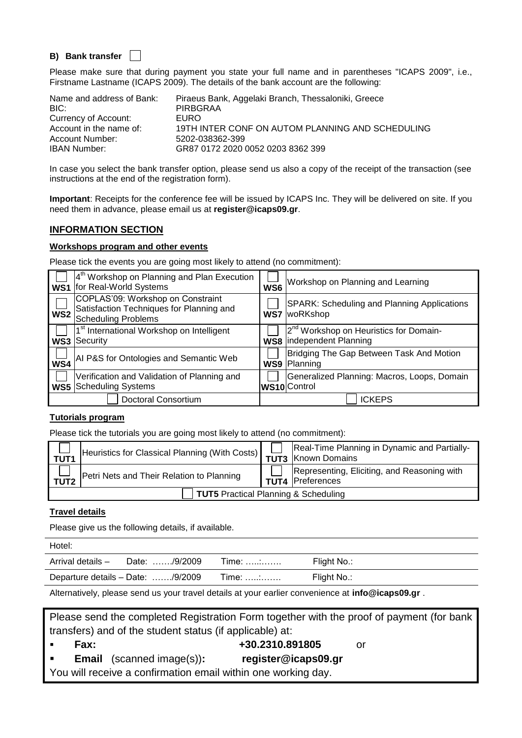**B) Bank transfer** ☐

Please make sure that during payment you state your full name and in parentheses "ICAPS 2009", i.e., Firstname Lastname (ICAPS 2009). The details of the bank account are the following:

| | |
|---|---|
| Name and address of Bank: | Piraeus Bank, Aggelaki Branch, Thessaloniki, Greece |
| BIC: | PIRBGRAA |
| Currency of Account: | EURO |
| Account in the name of: | 19TH INTER CONF ON AUTOM PLANNING AND SCHEDULING |
| Account Number: | 5202-038362-399 |
| IBAN Number: | GR87 0172 2020 0052 0203 8362 399 |

In case you select the bank transfer option, please send us also a copy of the receipt of the transaction (see instructions at the end of the registration form).

**Important**: Receipts for the conference fee will be issued by ICAPS Inc. They will be delivered on site. If you need them in advance, please email us at **register@icaps09.gr**.

## INFORMATION SECTION

### Workshops program and other events

Please tick the events you are going most likely to attend (no commitment):

| | | | |
|---|---|---|---|
| ☐ WS1 | 4th Workshop on Planning and Plan Execution for Real-World Systems | ☐ WS6 | Workshop on Planning and Learning |
| ☐ WS2 | COPLAS'09: Workshop on Constraint Satisfaction Techniques for Planning and Scheduling Problems | ☐ WS7 | SPARK: Scheduling and Planning Applications woRKshop |
| ☐ WS3 | 1st International Workshop on Intelligent Security | ☐ WS8 | 2nd Workshop on Heuristics for Domain-independent Planning |
| ☐ WS4 | AI P&S for Ontologies and Semantic Web | ☐ WS9 | Bridging The Gap Between Task And Motion Planning |
| ☐ WS5 | Verification and Validation of Planning and Scheduling Systems | ☐ WS10 | Generalized Planning: Macros, Loops, Domain Control |
| ☐ Doctoral Consortium | | ☐ ICKEPS | |

### Tutorials program

Please tick the tutorials you are going most likely to attend (no commitment):

| | | | |
|---|---|---|---|
| ☐ TUT1 | Heuristics for Classical Planning (With Costs) | ☐ TUT3 | Real-Time Planning in Dynamic and Partially-Known Domains |
| ☐ TUT2 | Petri Nets and Their Relation to Planning | ☐ TUT4 | Representing, Eliciting, and Reasoning with Preferences |
| ☐ **TUT5** Practical Planning & Scheduling | | | |

### Travel details

Please give us the following details, if available.

Hotel:

Arrival details – Date: ……./9/2009 Time: …..:……. Flight No.:

Departure details – Date: ……./9/2009 Time: …..:……. Flight No.:

Alternatively, please send us your travel details at your earlier convenience at **info@icaps09.gr** .

Please send the completed Registration Form together with the proof of payment (for bank transfers) and of the student status (if applicable) at:

- **Fax:** **+30.2310.891805** or
- **Email** (scanned image(s))**:** **register@icaps09.gr**

You will receive a confirmation email within one working day.